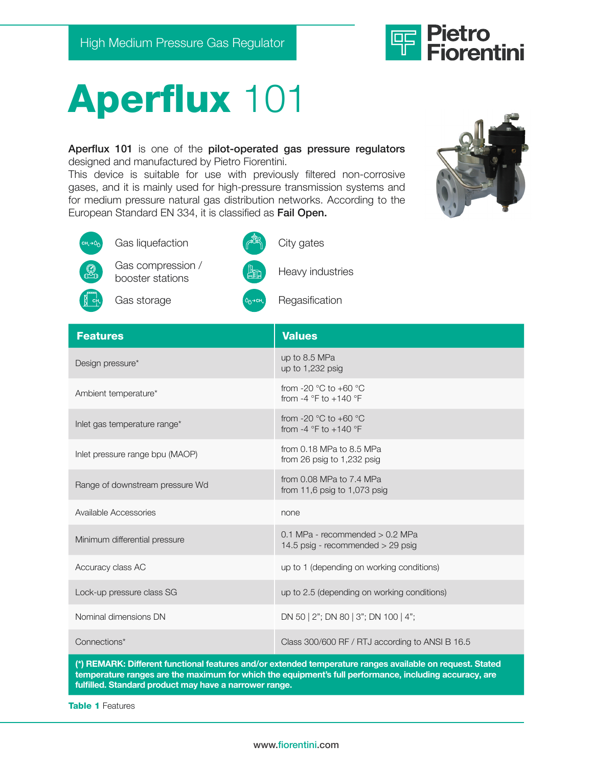High Medium Pressure Gas Regulator

Pietro Fiorentini

# Aperflux 101

**Aperflux 101** is one of the **pilot-operated gas pressure regulators** designed and manufactured by Pietro Fiorentini.
This device is suitable for use with previously filtered non-corrosive gases, and it is mainly used for high-pressure transmission systems and for medium pressure natural gas distribution networks. According to the European Standard EN 334, it is classified as **Fail Open.**

- Gas liquefaction
- Gas compression / booster stations
- Gas storage
- City gates
- Heavy industries
- Regasification

| Features | Values |
|---|---|
| Design pressure* | up to 8.5 MPa<br>up to 1,232 psig |
| Ambient temperature* | from -20 °C to +60 °C<br>from -4 °F to +140 °F |
| Inlet gas temperature range* | from -20 °C to +60 °C<br>from -4 °F to +140 °F |
| Inlet pressure range bpu (MAOP) | from 0.18 MPa to 8.5 MPa<br>from 26 psig to 1,232 psig |
| Range of downstream pressure Wd | from 0.08 MPa to 7.4 MPa<br>from 11,6 psig to 1,073 psig |
| Available Accessories | none |
| Minimum differential pressure | 0.1 MPa - recommended > 0.2 MPa<br>14.5 psig - recommended > 29 psig |
| Accuracy class AC | up to 1 (depending on working conditions) |
| Lock-up pressure class SG | up to 2.5 (depending on working conditions) |
| Nominal dimensions DN | DN 50 \| 2"; DN 80 \| 3"; DN 100 \| 4"; |
| Connections* | Class 300/600 RF / RTJ according to ANSI B 16.5 |

**(*) REMARK: Different functional features and/or extended temperature ranges available on request. Stated temperature ranges are the maximum for which the equipment's full performance, including accuracy, are fulfilled. Standard product may have a narrower range.**

**Table 1** Features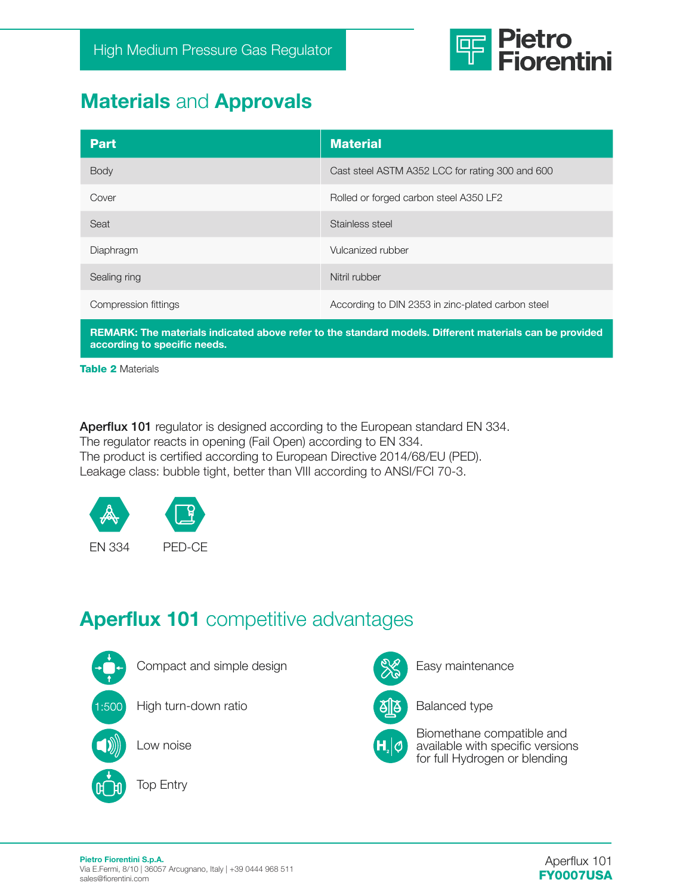## Materials and Approvals

| Part | Material |
|---|---|
| Body | Cast steel ASTM A352 LCC for rating 300 and 600 |
| Cover | Rolled or forged carbon steel A350 LF2 |
| Seat | Stainless steel |
| Diaphragm | Vulcanized rubber |
| Sealing ring | Nitril rubber |
| Compression fittings | According to DIN 2353 in zinc-plated carbon steel |
| **REMARK: The materials indicated above refer to the standard models. Different materials can be provided according to specific needs.** | |

**Table 2** Materials

**Aperflux 101** regulator is designed according to the European standard EN 334.
The regulator reacts in opening (Fail Open) according to EN 334.
The product is certified according to European Directive 2014/68/EU (PED).
Leakage class: bubble tight, better than VIII according to ANSI/FCI 70-3.

EN 334

PED-CE

## Aperflux 101 competitive advantages

- Compact and simple design
- High turn-down ratio (1:500)
- Low noise
- Top Entry
- Easy maintenance
- Balanced type
- Biomethane compatible and available with specific versions for full Hydrogen or blending

**Pietro Fiorentini S.p.A.**
Via E.Fermi, 8/10 | 36057 Arcugnano, Italy | +39 0444 968 511
sales@fiorentini.com

Aperflux 101
**FY0007USA**